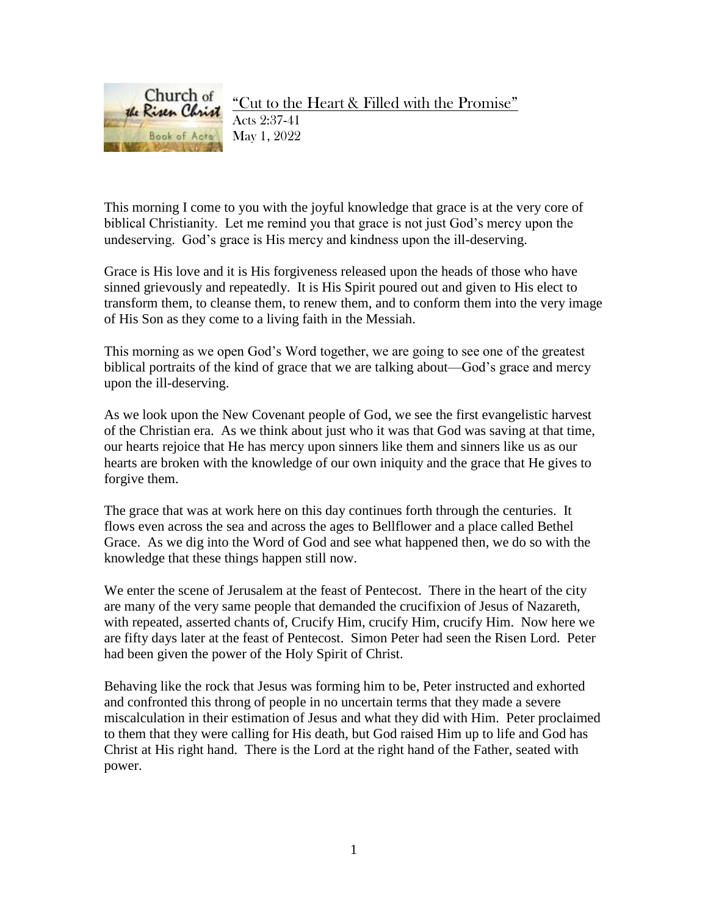# "Cut to the Heart & Filled with the Promise"

Acts 2:37-41
May 1, 2022

This morning I come to you with the joyful knowledge that grace is at the very core of biblical Christianity. Let me remind you that grace is not just God's mercy upon the undeserving. God's grace is His mercy and kindness upon the ill-deserving.

Grace is His love and it is His forgiveness released upon the heads of those who have sinned grievously and repeatedly. It is His Spirit poured out and given to His elect to transform them, to cleanse them, to renew them, and to conform them into the very image of His Son as they come to a living faith in the Messiah.

This morning as we open God's Word together, we are going to see one of the greatest biblical portraits of the kind of grace that we are talking about—God's grace and mercy upon the ill-deserving.

As we look upon the New Covenant people of God, we see the first evangelistic harvest of the Christian era. As we think about just who it was that God was saving at that time, our hearts rejoice that He has mercy upon sinners like them and sinners like us as our hearts are broken with the knowledge of our own iniquity and the grace that He gives to forgive them.

The grace that was at work here on this day continues forth through the centuries. It flows even across the sea and across the ages to Bellflower and a place called Bethel Grace. As we dig into the Word of God and see what happened then, we do so with the knowledge that these things happen still now.

We enter the scene of Jerusalem at the feast of Pentecost. There in the heart of the city are many of the very same people that demanded the crucifixion of Jesus of Nazareth, with repeated, asserted chants of, Crucify Him, crucify Him, crucify Him. Now here we are fifty days later at the feast of Pentecost. Simon Peter had seen the Risen Lord. Peter had been given the power of the Holy Spirit of Christ.

Behaving like the rock that Jesus was forming him to be, Peter instructed and exhorted and confronted this throng of people in no uncertain terms that they made a severe miscalculation in their estimation of Jesus and what they did with Him. Peter proclaimed to them that they were calling for His death, but God raised Him up to life and God has Christ at His right hand. There is the Lord at the right hand of the Father, seated with power.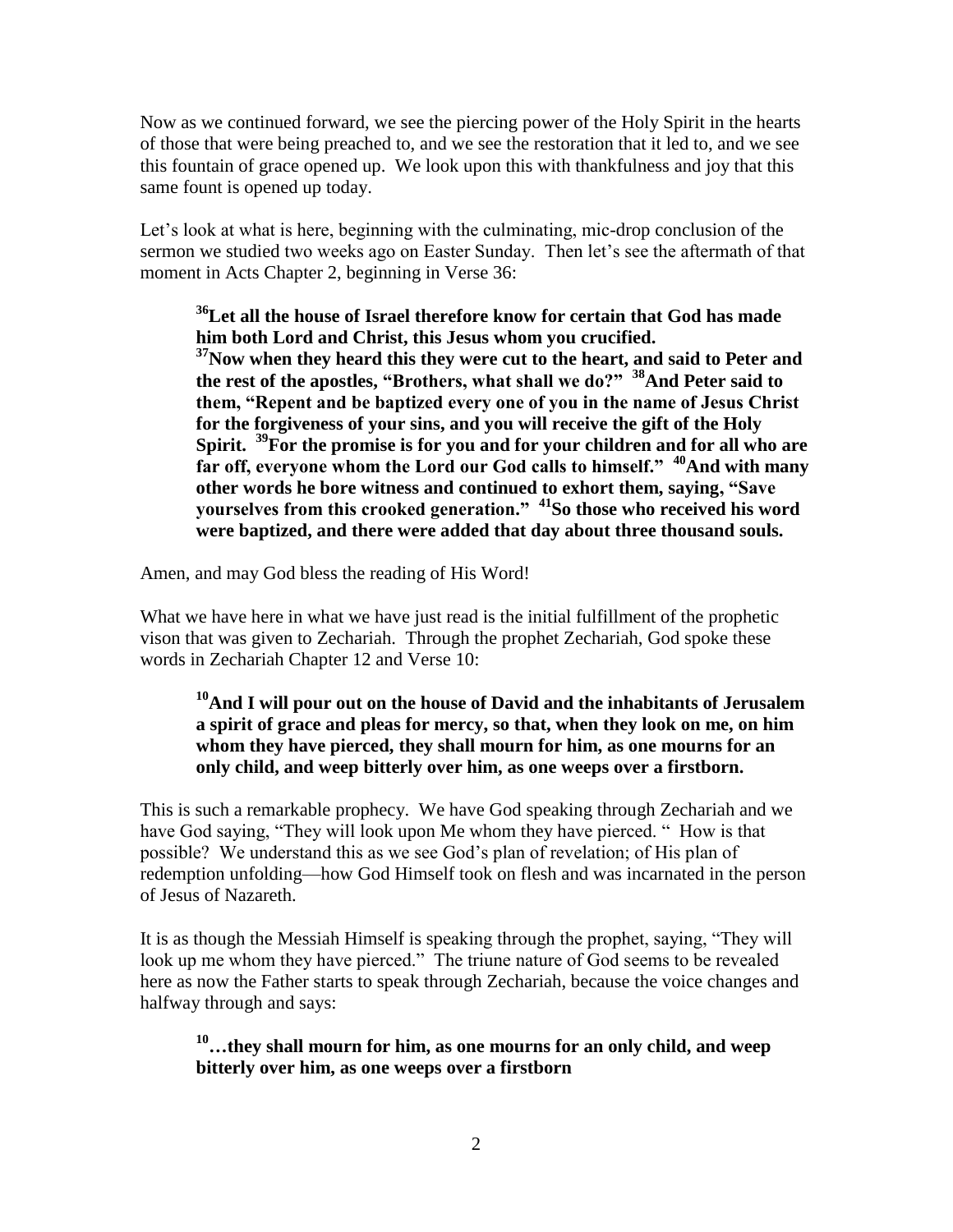Now as we continued forward, we see the piercing power of the Holy Spirit in the hearts of those that were being preached to, and we see the restoration that it led to, and we see this fountain of grace opened up. We look upon this with thankfulness and joy that this same fount is opened up today.

Let's look at what is here, beginning with the culminating, mic-drop conclusion of the sermon we studied two weeks ago on Easter Sunday. Then let's see the aftermath of that moment in Acts Chapter 2, beginning in Verse 36:

> **[36]Let all the house of Israel therefore know for certain that God has made him both Lord and Christ, this Jesus whom you crucified.**
> **[37]Now when they heard this they were cut to the heart, and said to Peter and the rest of the apostles, "Brothers, what shall we do?" [38]And Peter said to them, "Repent and be baptized every one of you in the name of Jesus Christ for the forgiveness of your sins, and you will receive the gift of the Holy Spirit. [39]For the promise is for you and for your children and for all who are far off, everyone whom the Lord our God calls to himself." [40]And with many other words he bore witness and continued to exhort them, saying, "Save yourselves from this crooked generation." [41]So those who received his word were baptized, and there were added that day about three thousand souls.**

Amen, and may God bless the reading of His Word!

What we have here in what we have just read is the initial fulfillment of the prophetic vison that was given to Zechariah. Through the prophet Zechariah, God spoke these words in Zechariah Chapter 12 and Verse 10:

> **[10]And I will pour out on the house of David and the inhabitants of Jerusalem a spirit of grace and pleas for mercy, so that, when they look on me, on him whom they have pierced, they shall mourn for him, as one mourns for an only child, and weep bitterly over him, as one weeps over a firstborn.**

This is such a remarkable prophecy. We have God speaking through Zechariah and we have God saying, "They will look upon Me whom they have pierced. " How is that possible? We understand this as we see God's plan of revelation; of His plan of redemption unfolding—how God Himself took on flesh and was incarnated in the person of Jesus of Nazareth.

It is as though the Messiah Himself is speaking through the prophet, saying, "They will look up me whom they have pierced." The triune nature of God seems to be revealed here as now the Father starts to speak through Zechariah, because the voice changes and halfway through and says:

> **[10]…they shall mourn for him, as one mourns for an only child, and weep bitterly over him, as one weeps over a firstborn**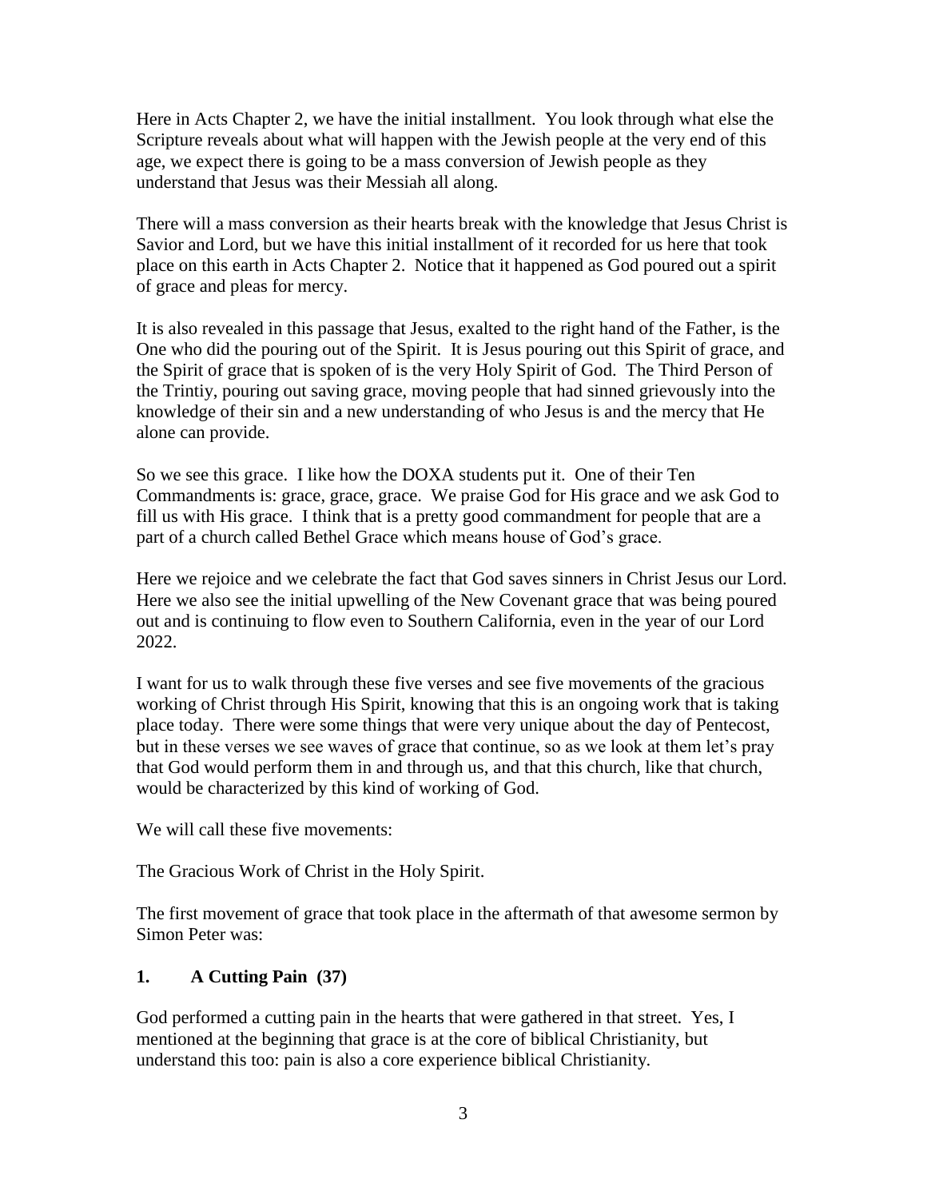Here in Acts Chapter 2, we have the initial installment. You look through what else the Scripture reveals about what will happen with the Jewish people at the very end of this age, we expect there is going to be a mass conversion of Jewish people as they understand that Jesus was their Messiah all along.

There will a mass conversion as their hearts break with the knowledge that Jesus Christ is Savior and Lord, but we have this initial installment of it recorded for us here that took place on this earth in Acts Chapter 2. Notice that it happened as God poured out a spirit of grace and pleas for mercy.

It is also revealed in this passage that Jesus, exalted to the right hand of the Father, is the One who did the pouring out of the Spirit. It is Jesus pouring out this Spirit of grace, and the Spirit of grace that is spoken of is the very Holy Spirit of God. The Third Person of the Trintiy, pouring out saving grace, moving people that had sinned grievously into the knowledge of their sin and a new understanding of who Jesus is and the mercy that He alone can provide.

So we see this grace. I like how the DOXA students put it. One of their Ten Commandments is: grace, grace, grace. We praise God for His grace and we ask God to fill us with His grace. I think that is a pretty good commandment for people that are a part of a church called Bethel Grace which means house of God's grace.

Here we rejoice and we celebrate the fact that God saves sinners in Christ Jesus our Lord. Here we also see the initial upwelling of the New Covenant grace that was being poured out and is continuing to flow even to Southern California, even in the year of our Lord 2022.

I want for us to walk through these five verses and see five movements of the gracious working of Christ through His Spirit, knowing that this is an ongoing work that is taking place today. There were some things that were very unique about the day of Pentecost, but in these verses we see waves of grace that continue, so as we look at them let's pray that God would perform them in and through us, and that this church, like that church, would be characterized by this kind of working of God.

We will call these five movements:

The Gracious Work of Christ in the Holy Spirit.

The first movement of grace that took place in the aftermath of that awesome sermon by Simon Peter was:

### 1. A Cutting Pain (37)

God performed a cutting pain in the hearts that were gathered in that street. Yes, I mentioned at the beginning that grace is at the core of biblical Christianity, but understand this too: pain is also a core experience biblical Christianity.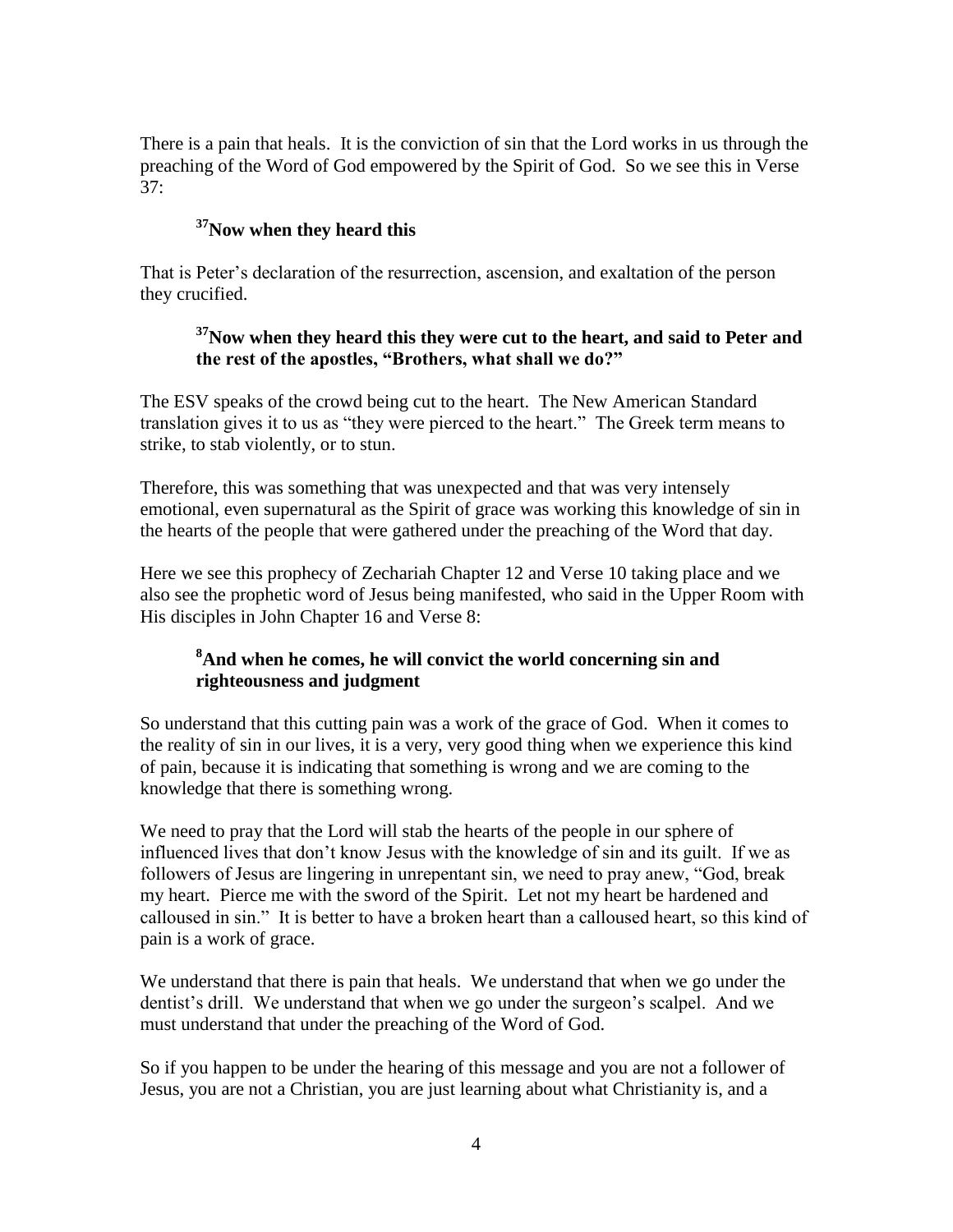There is a pain that heals. It is the conviction of sin that the Lord works in us through the preaching of the Word of God empowered by the Spirit of God. So we see this in Verse 37:

> **[37]Now when they heard this**

That is Peter's declaration of the resurrection, ascension, and exaltation of the person they crucified.

> **[37]Now when they heard this they were cut to the heart, and said to Peter and the rest of the apostles, "Brothers, what shall we do?"**

The ESV speaks of the crowd being cut to the heart. The New American Standard translation gives it to us as "they were pierced to the heart." The Greek term means to strike, to stab violently, or to stun.

Therefore, this was something that was unexpected and that was very intensely emotional, even supernatural as the Spirit of grace was working this knowledge of sin in the hearts of the people that were gathered under the preaching of the Word that day.

Here we see this prophecy of Zechariah Chapter 12 and Verse 10 taking place and we also see the prophetic word of Jesus being manifested, who said in the Upper Room with His disciples in John Chapter 16 and Verse 8:

> **[8]And when he comes, he will convict the world concerning sin and righteousness and judgment**

So understand that this cutting pain was a work of the grace of God. When it comes to the reality of sin in our lives, it is a very, very good thing when we experience this kind of pain, because it is indicating that something is wrong and we are coming to the knowledge that there is something wrong.

We need to pray that the Lord will stab the hearts of the people in our sphere of influenced lives that don't know Jesus with the knowledge of sin and its guilt. If we as followers of Jesus are lingering in unrepentant sin, we need to pray anew, "God, break my heart. Pierce me with the sword of the Spirit. Let not my heart be hardened and calloused in sin." It is better to have a broken heart than a calloused heart, so this kind of pain is a work of grace.

We understand that there is pain that heals. We understand that when we go under the dentist's drill. We understand that when we go under the surgeon's scalpel. And we must understand that under the preaching of the Word of God.

So if you happen to be under the hearing of this message and you are not a follower of Jesus, you are not a Christian, you are just learning about what Christianity is, and a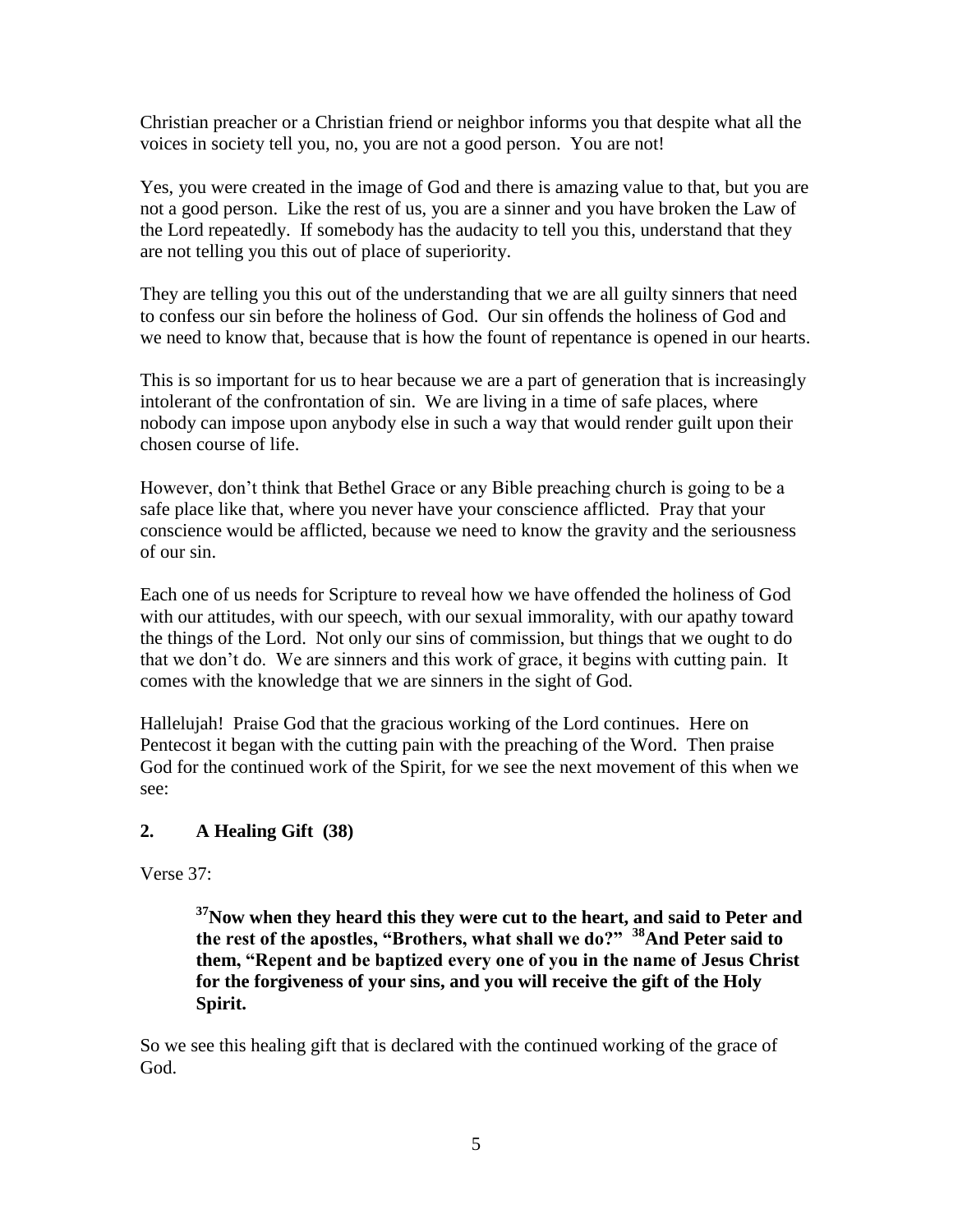Christian preacher or a Christian friend or neighbor informs you that despite what all the voices in society tell you, no, you are not a good person. You are not!

Yes, you were created in the image of God and there is amazing value to that, but you are not a good person. Like the rest of us, you are a sinner and you have broken the Law of the Lord repeatedly. If somebody has the audacity to tell you this, understand that they are not telling you this out of place of superiority.

They are telling you this out of the understanding that we are all guilty sinners that need to confess our sin before the holiness of God. Our sin offends the holiness of God and we need to know that, because that is how the fount of repentance is opened in our hearts.

This is so important for us to hear because we are a part of generation that is increasingly intolerant of the confrontation of sin. We are living in a time of safe places, where nobody can impose upon anybody else in such a way that would render guilt upon their chosen course of life.

However, don't think that Bethel Grace or any Bible preaching church is going to be a safe place like that, where you never have your conscience afflicted. Pray that your conscience would be afflicted, because we need to know the gravity and the seriousness of our sin.

Each one of us needs for Scripture to reveal how we have offended the holiness of God with our attitudes, with our speech, with our sexual immorality, with our apathy toward the things of the Lord. Not only our sins of commission, but things that we ought to do that we don't do. We are sinners and this work of grace, it begins with cutting pain. It comes with the knowledge that we are sinners in the sight of God.

Hallelujah! Praise God that the gracious working of the Lord continues. Here on Pentecost it began with the cutting pain with the preaching of the Word. Then praise God for the continued work of the Spirit, for we see the next movement of this when we see:

## 2. A Healing Gift (38)

Verse 37:

> **[37]Now when they heard this they were cut to the heart, and said to Peter and the rest of the apostles, "Brothers, what shall we do?" [38]And Peter said to them, "Repent and be baptized every one of you in the name of Jesus Christ for the forgiveness of your sins, and you will receive the gift of the Holy Spirit.**

So we see this healing gift that is declared with the continued working of the grace of God.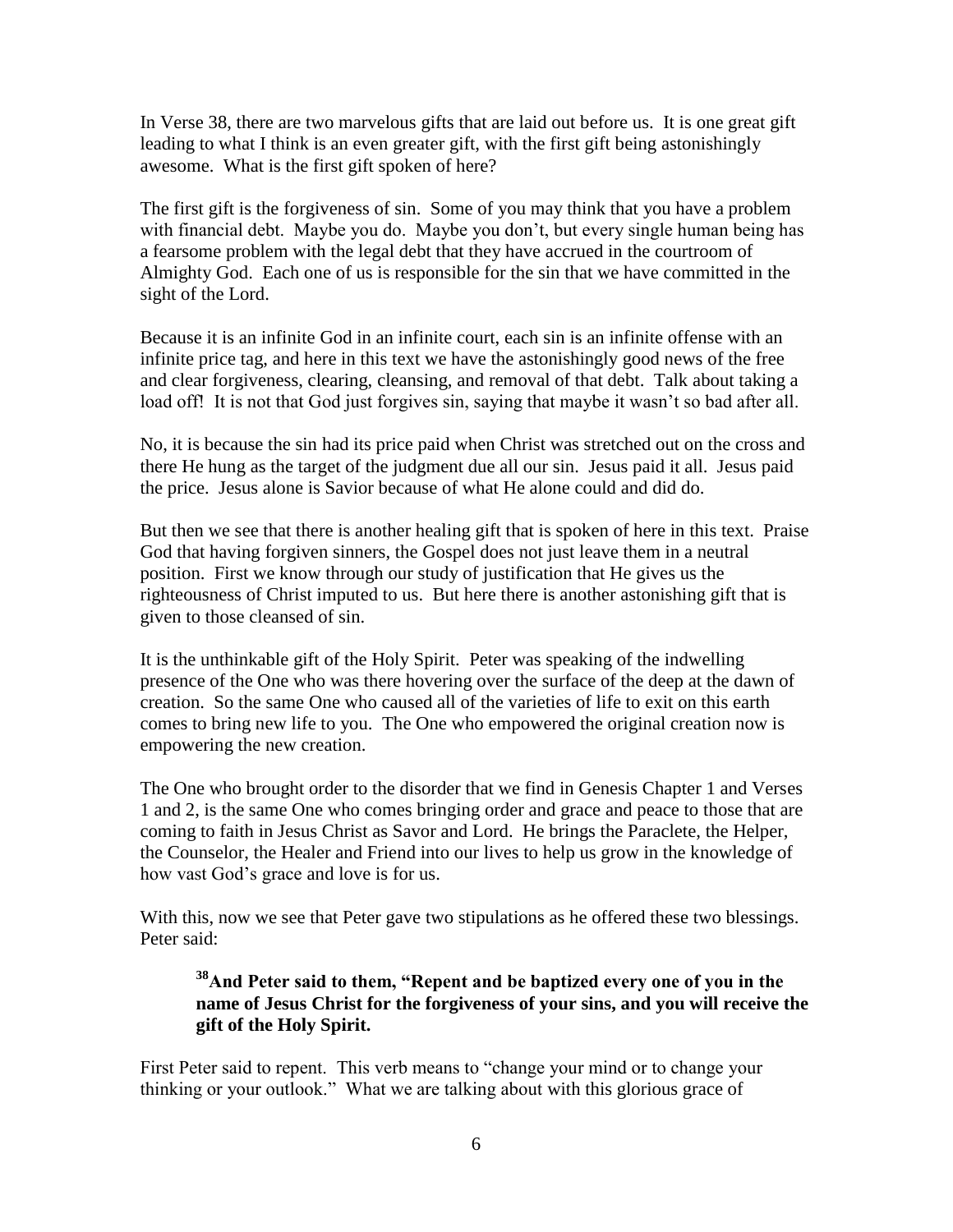In Verse 38, there are two marvelous gifts that are laid out before us. It is one great gift leading to what I think is an even greater gift, with the first gift being astonishingly awesome. What is the first gift spoken of here?

The first gift is the forgiveness of sin. Some of you may think that you have a problem with financial debt. Maybe you do. Maybe you don't, but every single human being has a fearsome problem with the legal debt that they have accrued in the courtroom of Almighty God. Each one of us is responsible for the sin that we have committed in the sight of the Lord.

Because it is an infinite God in an infinite court, each sin is an infinite offense with an infinite price tag, and here in this text we have the astonishingly good news of the free and clear forgiveness, clearing, cleansing, and removal of that debt. Talk about taking a load off! It is not that God just forgives sin, saying that maybe it wasn't so bad after all.

No, it is because the sin had its price paid when Christ was stretched out on the cross and there He hung as the target of the judgment due all our sin. Jesus paid it all. Jesus paid the price. Jesus alone is Savior because of what He alone could and did do.

But then we see that there is another healing gift that is spoken of here in this text. Praise God that having forgiven sinners, the Gospel does not just leave them in a neutral position. First we know through our study of justification that He gives us the righteousness of Christ imputed to us. But here there is another astonishing gift that is given to those cleansed of sin.

It is the unthinkable gift of the Holy Spirit. Peter was speaking of the indwelling presence of the One who was there hovering over the surface of the deep at the dawn of creation. So the same One who caused all of the varieties of life to exit on this earth comes to bring new life to you. The One who empowered the original creation now is empowering the new creation.

The One who brought order to the disorder that we find in Genesis Chapter 1 and Verses 1 and 2, is the same One who comes bringing order and grace and peace to those that are coming to faith in Jesus Christ as Savor and Lord. He brings the Paraclete, the Helper, the Counselor, the Healer and Friend into our lives to help us grow in the knowledge of how vast God's grace and love is for us.

With this, now we see that Peter gave two stipulations as he offered these two blessings. Peter said:

> **38 And Peter said to them, "Repent and be baptized every one of you in the name of Jesus Christ for the forgiveness of your sins, and you will receive the gift of the Holy Spirit.**

First Peter said to repent. This verb means to "change your mind or to change your thinking or your outlook." What we are talking about with this glorious grace of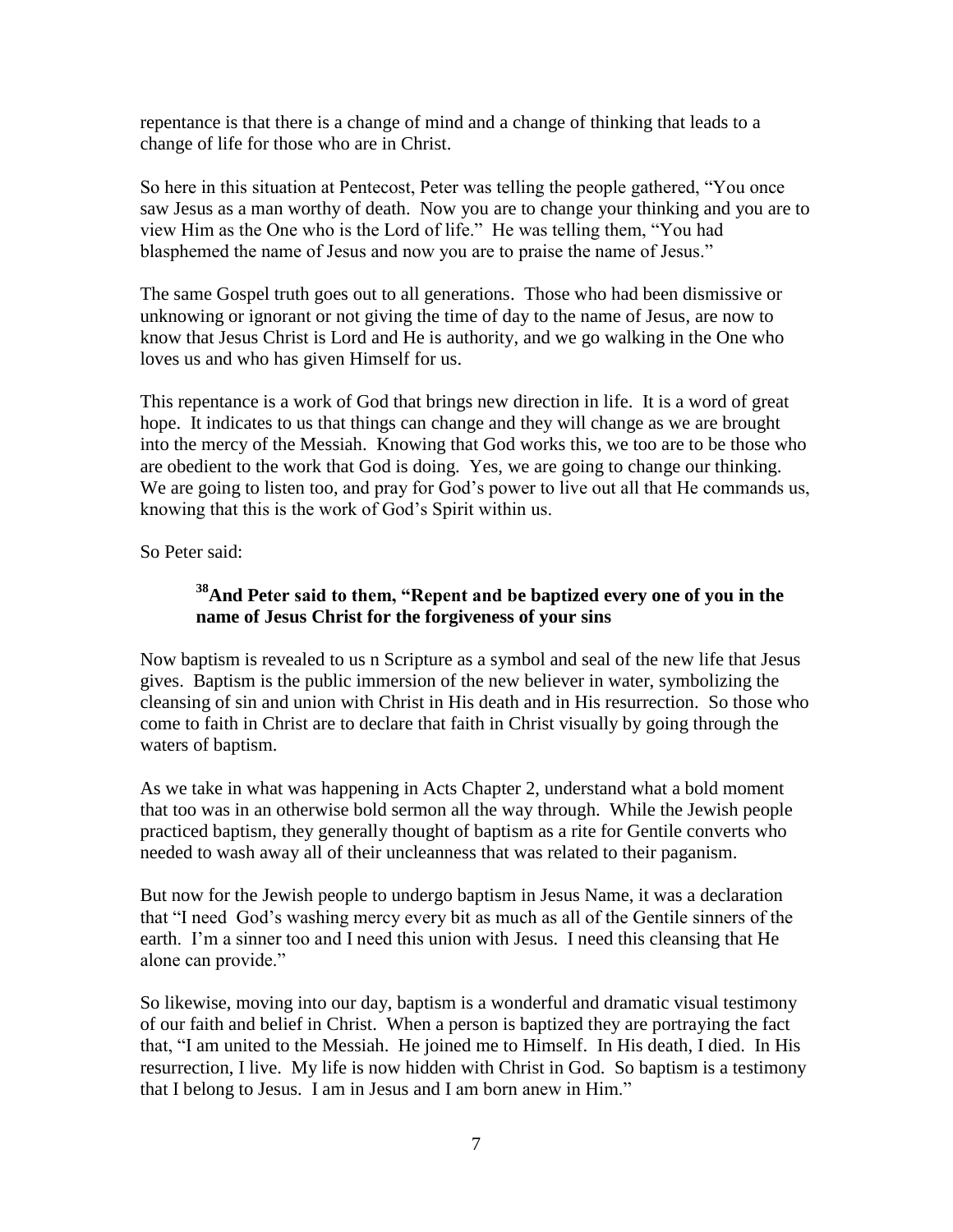repentance is that there is a change of mind and a change of thinking that leads to a change of life for those who are in Christ.

So here in this situation at Pentecost, Peter was telling the people gathered, "You once saw Jesus as a man worthy of death. Now you are to change your thinking and you are to view Him as the One who is the Lord of life." He was telling them, "You had blasphemed the name of Jesus and now you are to praise the name of Jesus."

The same Gospel truth goes out to all generations. Those who had been dismissive or unknowing or ignorant or not giving the time of day to the name of Jesus, are now to know that Jesus Christ is Lord and He is authority, and we go walking in the One who loves us and who has given Himself for us.

This repentance is a work of God that brings new direction in life. It is a word of great hope. It indicates to us that things can change and they will change as we are brought into the mercy of the Messiah. Knowing that God works this, we too are to be those who are obedient to the work that God is doing. Yes, we are going to change our thinking. We are going to listen too, and pray for God's power to live out all that He commands us, knowing that this is the work of God's Spirit within us.

So Peter said:

> **[38]And Peter said to them, "Repent and be baptized every one of you in the name of Jesus Christ for the forgiveness of your sins**

Now baptism is revealed to us n Scripture as a symbol and seal of the new life that Jesus gives. Baptism is the public immersion of the new believer in water, symbolizing the cleansing of sin and union with Christ in His death and in His resurrection. So those who come to faith in Christ are to declare that faith in Christ visually by going through the waters of baptism.

As we take in what was happening in Acts Chapter 2, understand what a bold moment that too was in an otherwise bold sermon all the way through. While the Jewish people practiced baptism, they generally thought of baptism as a rite for Gentile converts who needed to wash away all of their uncleanness that was related to their paganism.

But now for the Jewish people to undergo baptism in Jesus Name, it was a declaration that "I need God's washing mercy every bit as much as all of the Gentile sinners of the earth. I'm a sinner too and I need this union with Jesus. I need this cleansing that He alone can provide."

So likewise, moving into our day, baptism is a wonderful and dramatic visual testimony of our faith and belief in Christ. When a person is baptized they are portraying the fact that, "I am united to the Messiah. He joined me to Himself. In His death, I died. In His resurrection, I live. My life is now hidden with Christ in God. So baptism is a testimony that I belong to Jesus. I am in Jesus and I am born anew in Him."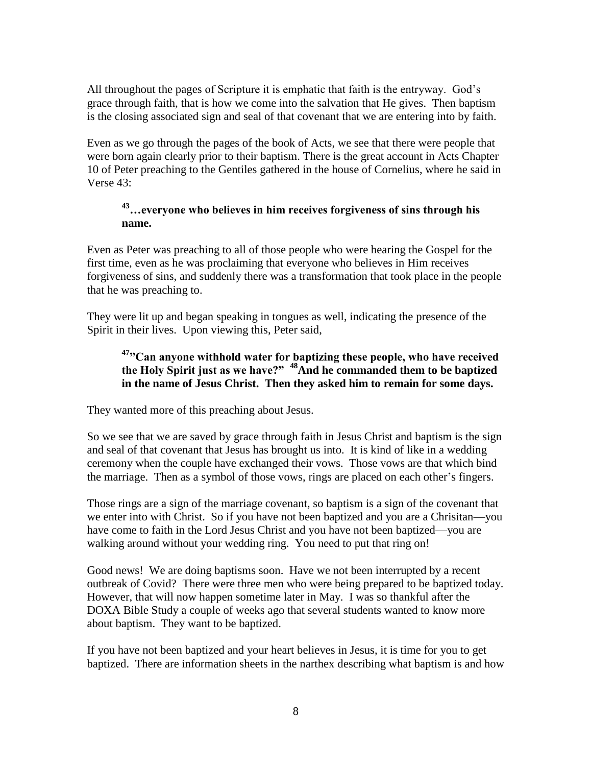All throughout the pages of Scripture it is emphatic that faith is the entryway. God's grace through faith, that is how we come into the salvation that He gives. Then baptism is the closing associated sign and seal of that covenant that we are entering into by faith.

Even as we go through the pages of the book of Acts, we see that there were people that were born again clearly prior to their baptism. There is the great account in Acts Chapter 10 of Peter preaching to the Gentiles gathered in the house of Cornelius, where he said in Verse 43:

> **[43]…everyone who believes in him receives forgiveness of sins through his name.**

Even as Peter was preaching to all of those people who were hearing the Gospel for the first time, even as he was proclaiming that everyone who believes in Him receives forgiveness of sins, and suddenly there was a transformation that took place in the people that he was preaching to.

They were lit up and began speaking in tongues as well, indicating the presence of the Spirit in their lives. Upon viewing this, Peter said,

> **[47]"Can anyone withhold water for baptizing these people, who have received the Holy Spirit just as we have?" [48]And he commanded them to be baptized in the name of Jesus Christ. Then they asked him to remain for some days.**

They wanted more of this preaching about Jesus.

So we see that we are saved by grace through faith in Jesus Christ and baptism is the sign and seal of that covenant that Jesus has brought us into. It is kind of like in a wedding ceremony when the couple have exchanged their vows. Those vows are that which bind the marriage. Then as a symbol of those vows, rings are placed on each other's fingers.

Those rings are a sign of the marriage covenant, so baptism is a sign of the covenant that we enter into with Christ. So if you have not been baptized and you are a Chrisitan—you have come to faith in the Lord Jesus Christ and you have not been baptized—you are walking around without your wedding ring. You need to put that ring on!

Good news! We are doing baptisms soon. Have we not been interrupted by a recent outbreak of Covid? There were three men who were being prepared to be baptized today. However, that will now happen sometime later in May. I was so thankful after the DOXA Bible Study a couple of weeks ago that several students wanted to know more about baptism. They want to be baptized.

If you have not been baptized and your heart believes in Jesus, it is time for you to get baptized. There are information sheets in the narthex describing what baptism is and how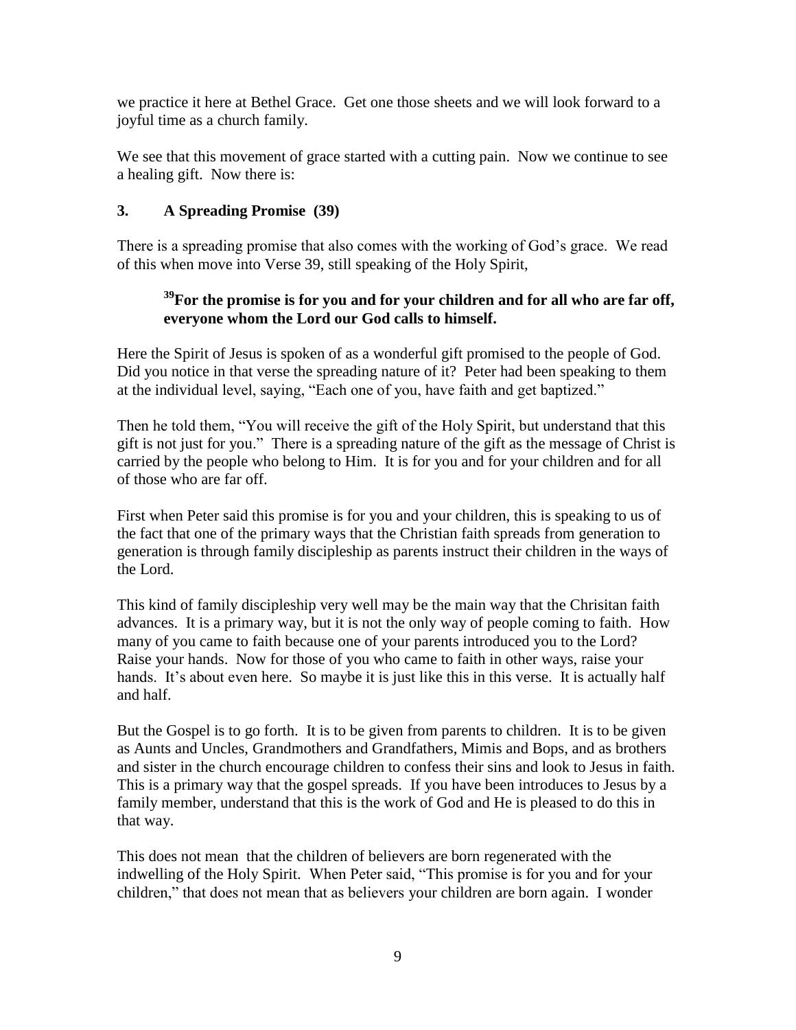we practice it here at Bethel Grace. Get one those sheets and we will look forward to a joyful time as a church family.

We see that this movement of grace started with a cutting pain. Now we continue to see a healing gift. Now there is:

### 3. A Spreading Promise (39)

There is a spreading promise that also comes with the working of God's grace. We read of this when move into Verse 39, still speaking of the Holy Spirit,

> **39 For the promise is for you and for your children and for all who are far off, everyone whom the Lord our God calls to himself.**

Here the Spirit of Jesus is spoken of as a wonderful gift promised to the people of God. Did you notice in that verse the spreading nature of it? Peter had been speaking to them at the individual level, saying, "Each one of you, have faith and get baptized."

Then he told them, "You will receive the gift of the Holy Spirit, but understand that this gift is not just for you." There is a spreading nature of the gift as the message of Christ is carried by the people who belong to Him. It is for you and for your children and for all of those who are far off.

First when Peter said this promise is for you and your children, this is speaking to us of the fact that one of the primary ways that the Christian faith spreads from generation to generation is through family discipleship as parents instruct their children in the ways of the Lord.

This kind of family discipleship very well may be the main way that the Chrisitan faith advances. It is a primary way, but it is not the only way of people coming to faith. How many of you came to faith because one of your parents introduced you to the Lord? Raise your hands. Now for those of you who came to faith in other ways, raise your hands. It's about even here. So maybe it is just like this in this verse. It is actually half and half.

But the Gospel is to go forth. It is to be given from parents to children. It is to be given as Aunts and Uncles, Grandmothers and Grandfathers, Mimis and Bops, and as brothers and sister in the church encourage children to confess their sins and look to Jesus in faith. This is a primary way that the gospel spreads. If you have been introduces to Jesus by a family member, understand that this is the work of God and He is pleased to do this in that way.

This does not mean that the children of believers are born regenerated with the indwelling of the Holy Spirit. When Peter said, "This promise is for you and for your children," that does not mean that as believers your children are born again. I wonder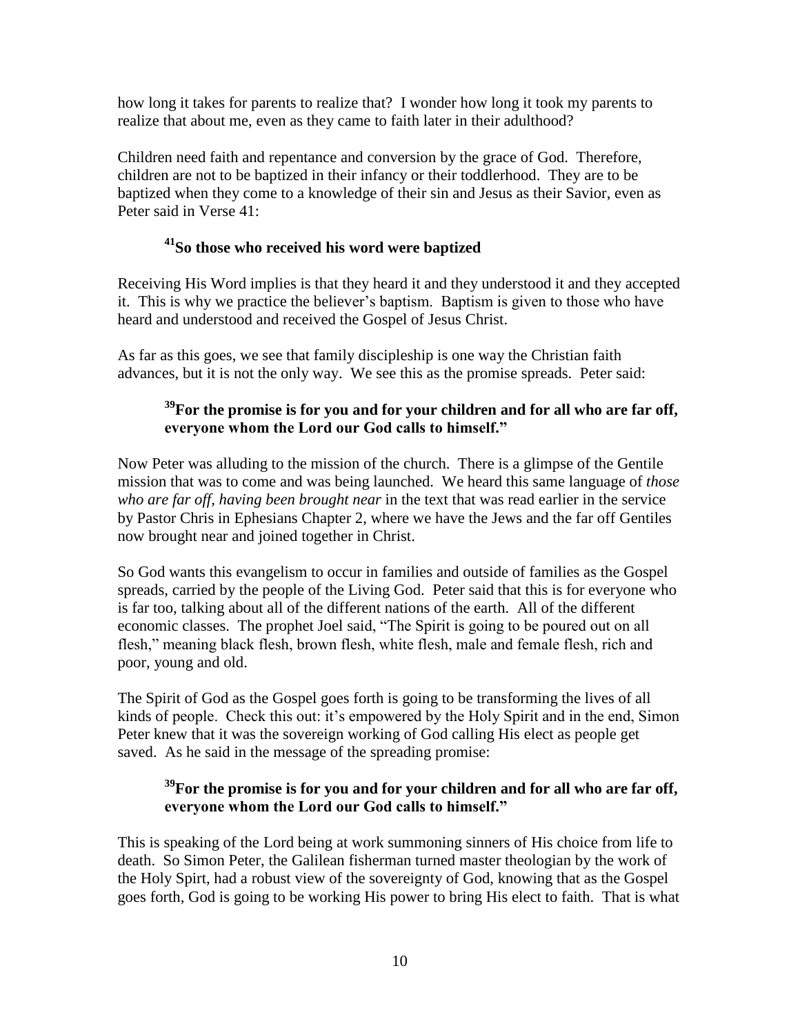how long it takes for parents to realize that? I wonder how long it took my parents to realize that about me, even as they came to faith later in their adulthood?

Children need faith and repentance and conversion by the grace of God. Therefore, children are not to be baptized in their infancy or their toddlerhood. They are to be baptized when they come to a knowledge of their sin and Jesus as their Savior, even as Peter said in Verse 41:

> **[41]So those who received his word were baptized**

Receiving His Word implies is that they heard it and they understood it and they accepted it. This is why we practice the believer's baptism. Baptism is given to those who have heard and understood and received the Gospel of Jesus Christ.

As far as this goes, we see that family discipleship is one way the Christian faith advances, but it is not the only way. We see this as the promise spreads. Peter said:

> **[39]For the promise is for you and for your children and for all who are far off, everyone whom the Lord our God calls to himself."**

Now Peter was alluding to the mission of the church. There is a glimpse of the Gentile mission that was to come and was being launched. We heard this same language of *those who are far off, having been brought near* in the text that was read earlier in the service by Pastor Chris in Ephesians Chapter 2, where we have the Jews and the far off Gentiles now brought near and joined together in Christ.

So God wants this evangelism to occur in families and outside of families as the Gospel spreads, carried by the people of the Living God. Peter said that this is for everyone who is far too, talking about all of the different nations of the earth. All of the different economic classes. The prophet Joel said, "The Spirit is going to be poured out on all flesh," meaning black flesh, brown flesh, white flesh, male and female flesh, rich and poor, young and old.

The Spirit of God as the Gospel goes forth is going to be transforming the lives of all kinds of people. Check this out: it's empowered by the Holy Spirit and in the end, Simon Peter knew that it was the sovereign working of God calling His elect as people get saved. As he said in the message of the spreading promise:

> **[39]For the promise is for you and for your children and for all who are far off, everyone whom the Lord our God calls to himself."**

This is speaking of the Lord being at work summoning sinners of His choice from life to death. So Simon Peter, the Galilean fisherman turned master theologian by the work of the Holy Spirt, had a robust view of the sovereignty of God, knowing that as the Gospel goes forth, God is going to be working His power to bring His elect to faith. That is what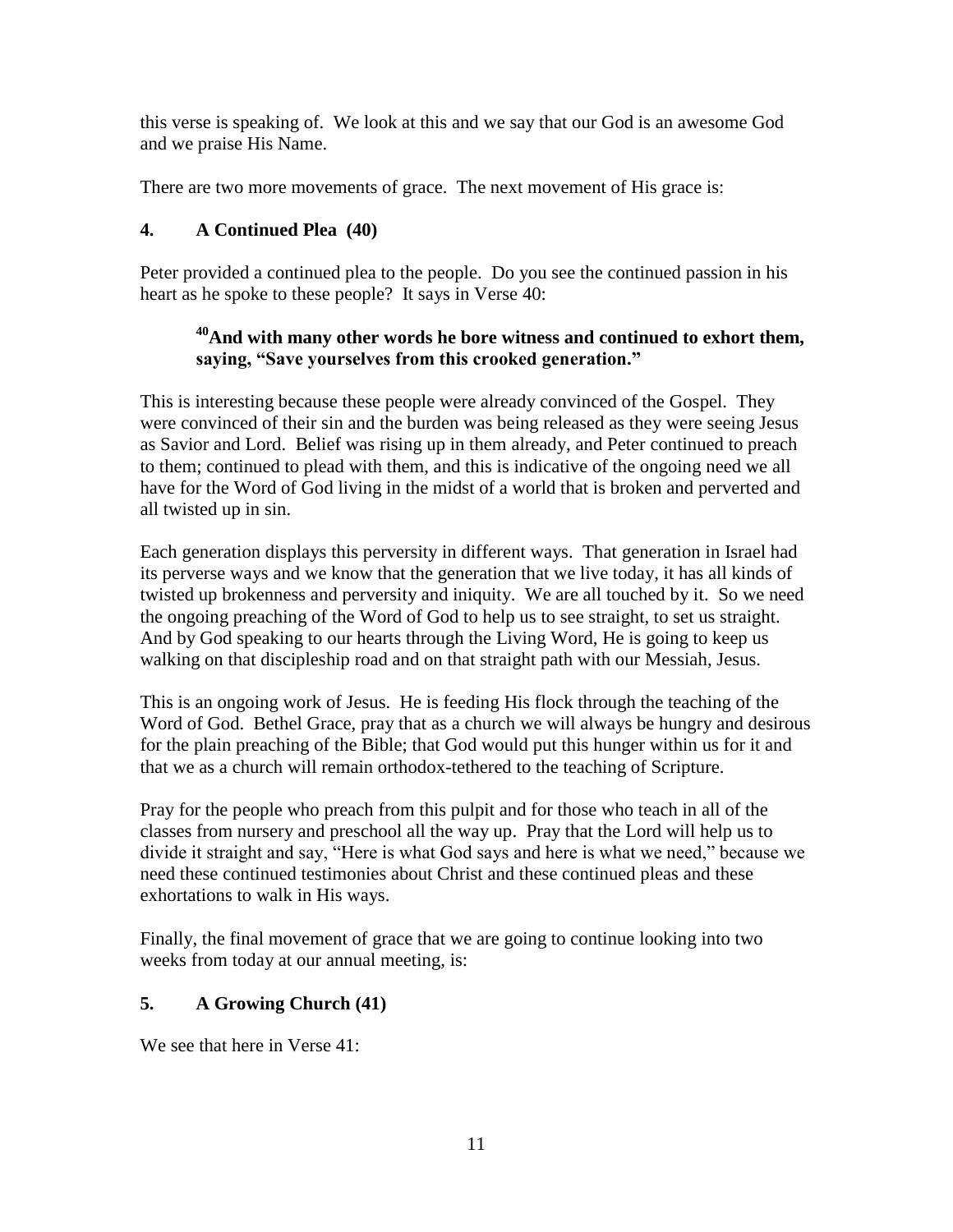this verse is speaking of. We look at this and we say that our God is an awesome God and we praise His Name.

There are two more movements of grace. The next movement of His grace is:

### 4. A Continued Plea (40)

Peter provided a continued plea to the people. Do you see the continued passion in his heart as he spoke to these people? It says in Verse 40:

> **[40]And with many other words he bore witness and continued to exhort them, saying, "Save yourselves from this crooked generation."**

This is interesting because these people were already convinced of the Gospel. They were convinced of their sin and the burden was being released as they were seeing Jesus as Savior and Lord. Belief was rising up in them already, and Peter continued to preach to them; continued to plead with them, and this is indicative of the ongoing need we all have for the Word of God living in the midst of a world that is broken and perverted and all twisted up in sin.

Each generation displays this perversity in different ways. That generation in Israel had its perverse ways and we know that the generation that we live today, it has all kinds of twisted up brokenness and perversity and iniquity. We are all touched by it. So we need the ongoing preaching of the Word of God to help us to see straight, to set us straight. And by God speaking to our hearts through the Living Word, He is going to keep us walking on that discipleship road and on that straight path with our Messiah, Jesus.

This is an ongoing work of Jesus. He is feeding His flock through the teaching of the Word of God. Bethel Grace, pray that as a church we will always be hungry and desirous for the plain preaching of the Bible; that God would put this hunger within us for it and that we as a church will remain orthodox-tethered to the teaching of Scripture.

Pray for the people who preach from this pulpit and for those who teach in all of the classes from nursery and preschool all the way up. Pray that the Lord will help us to divide it straight and say, "Here is what God says and here is what we need," because we need these continued testimonies about Christ and these continued pleas and these exhortations to walk in His ways.

Finally, the final movement of grace that we are going to continue looking into two weeks from today at our annual meeting, is:

### 5. A Growing Church (41)

We see that here in Verse 41: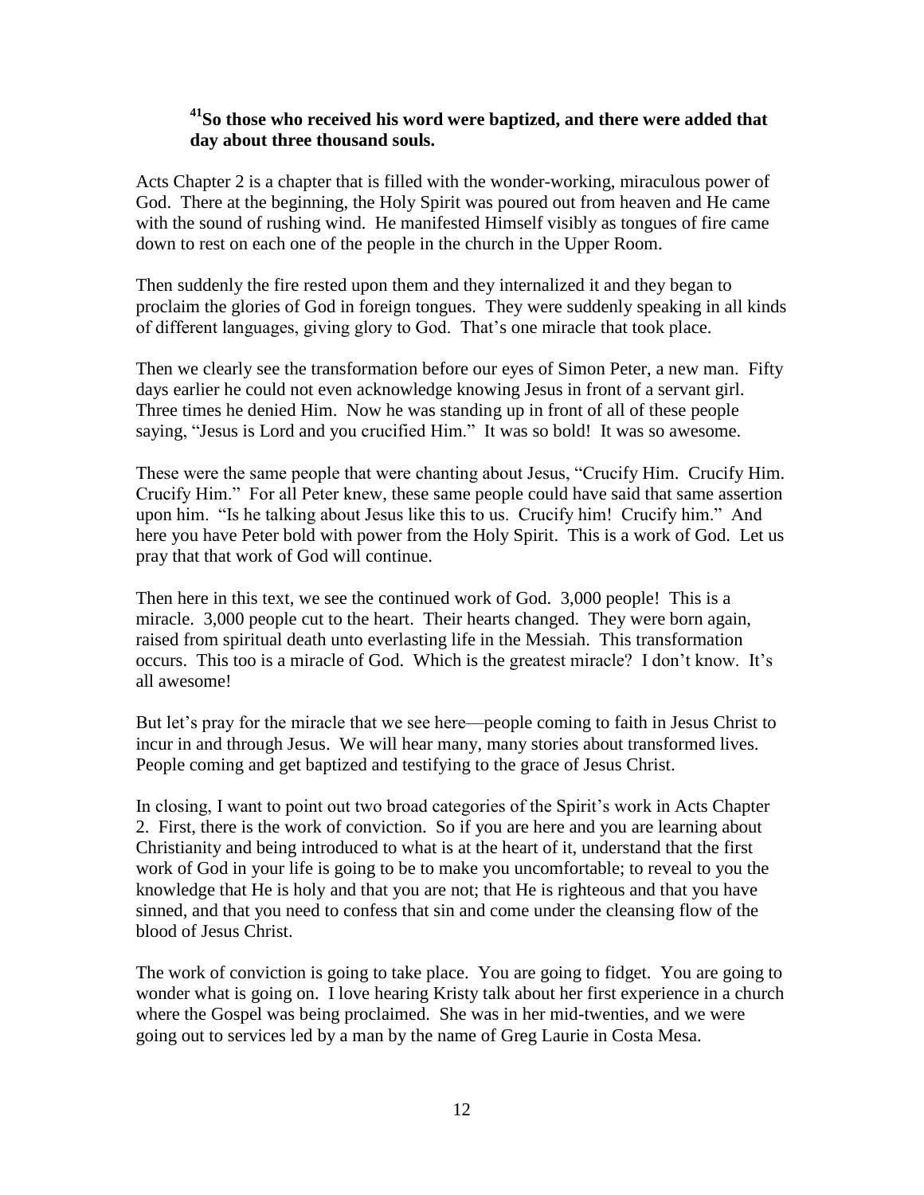**[41]So those who received his word were baptized, and there were added that day about three thousand souls.**

Acts Chapter 2 is a chapter that is filled with the wonder-working, miraculous power of God. There at the beginning, the Holy Spirit was poured out from heaven and He came with the sound of rushing wind. He manifested Himself visibly as tongues of fire came down to rest on each one of the people in the church in the Upper Room.

Then suddenly the fire rested upon them and they internalized it and they began to proclaim the glories of God in foreign tongues. They were suddenly speaking in all kinds of different languages, giving glory to God. That's one miracle that took place.

Then we clearly see the transformation before our eyes of Simon Peter, a new man. Fifty days earlier he could not even acknowledge knowing Jesus in front of a servant girl. Three times he denied Him. Now he was standing up in front of all of these people saying, "Jesus is Lord and you crucified Him." It was so bold! It was so awesome.

These were the same people that were chanting about Jesus, "Crucify Him. Crucify Him. Crucify Him." For all Peter knew, these same people could have said that same assertion upon him. "Is he talking about Jesus like this to us. Crucify him! Crucify him." And here you have Peter bold with power from the Holy Spirit. This is a work of God. Let us pray that that work of God will continue.

Then here in this text, we see the continued work of God. 3,000 people! This is a miracle. 3,000 people cut to the heart. Their hearts changed. They were born again, raised from spiritual death unto everlasting life in the Messiah. This transformation occurs. This too is a miracle of God. Which is the greatest miracle? I don't know. It's all awesome!

But let's pray for the miracle that we see here—people coming to faith in Jesus Christ to incur in and through Jesus. We will hear many, many stories about transformed lives. People coming and get baptized and testifying to the grace of Jesus Christ.

In closing, I want to point out two broad categories of the Spirit's work in Acts Chapter 2. First, there is the work of conviction. So if you are here and you are learning about Christianity and being introduced to what is at the heart of it, understand that the first work of God in your life is going to be to make you uncomfortable; to reveal to you the knowledge that He is holy and that you are not; that He is righteous and that you have sinned, and that you need to confess that sin and come under the cleansing flow of the blood of Jesus Christ.

The work of conviction is going to take place. You are going to fidget. You are going to wonder what is going on. I love hearing Kristy talk about her first experience in a church where the Gospel was being proclaimed. She was in her mid-twenties, and we were going out to services led by a man by the name of Greg Laurie in Costa Mesa.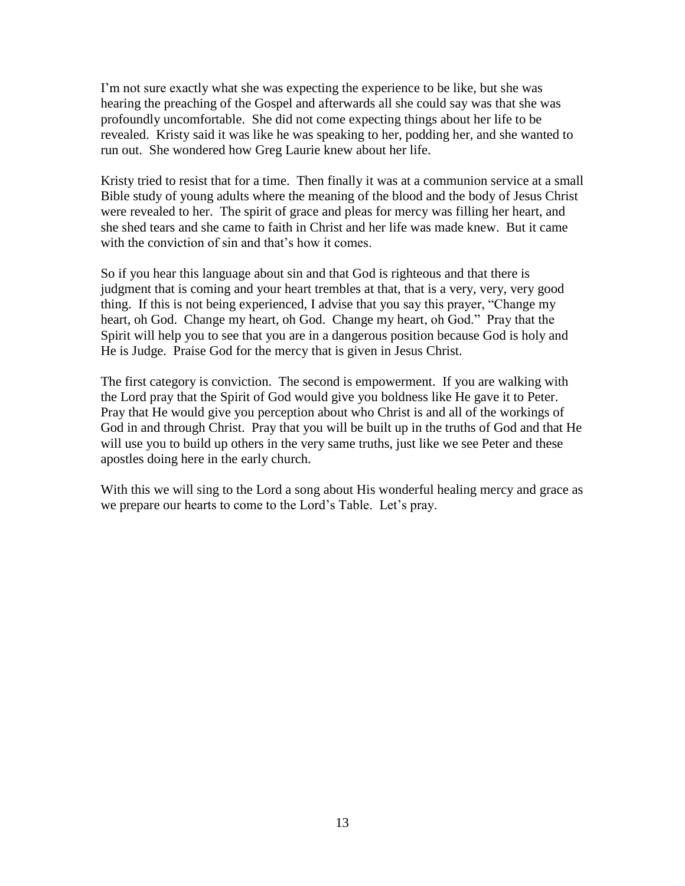I'm not sure exactly what she was expecting the experience to be like, but she was hearing the preaching of the Gospel and afterwards all she could say was that she was profoundly uncomfortable. She did not come expecting things about her life to be revealed. Kristy said it was like he was speaking to her, podding her, and she wanted to run out. She wondered how Greg Laurie knew about her life.

Kristy tried to resist that for a time. Then finally it was at a communion service at a small Bible study of young adults where the meaning of the blood and the body of Jesus Christ were revealed to her. The spirit of grace and pleas for mercy was filling her heart, and she shed tears and she came to faith in Christ and her life was made knew. But it came with the conviction of sin and that's how it comes.

So if you hear this language about sin and that God is righteous and that there is judgment that is coming and your heart trembles at that, that is a very, very, very good thing. If this is not being experienced, I advise that you say this prayer, "Change my heart, oh God. Change my heart, oh God. Change my heart, oh God." Pray that the Spirit will help you to see that you are in a dangerous position because God is holy and He is Judge. Praise God for the mercy that is given in Jesus Christ.

The first category is conviction. The second is empowerment. If you are walking with the Lord pray that the Spirit of God would give you boldness like He gave it to Peter. Pray that He would give you perception about who Christ is and all of the workings of God in and through Christ. Pray that you will be built up in the truths of God and that He will use you to build up others in the very same truths, just like we see Peter and these apostles doing here in the early church.

With this we will sing to the Lord a song about His wonderful healing mercy and grace as we prepare our hearts to come to the Lord's Table. Let's pray.